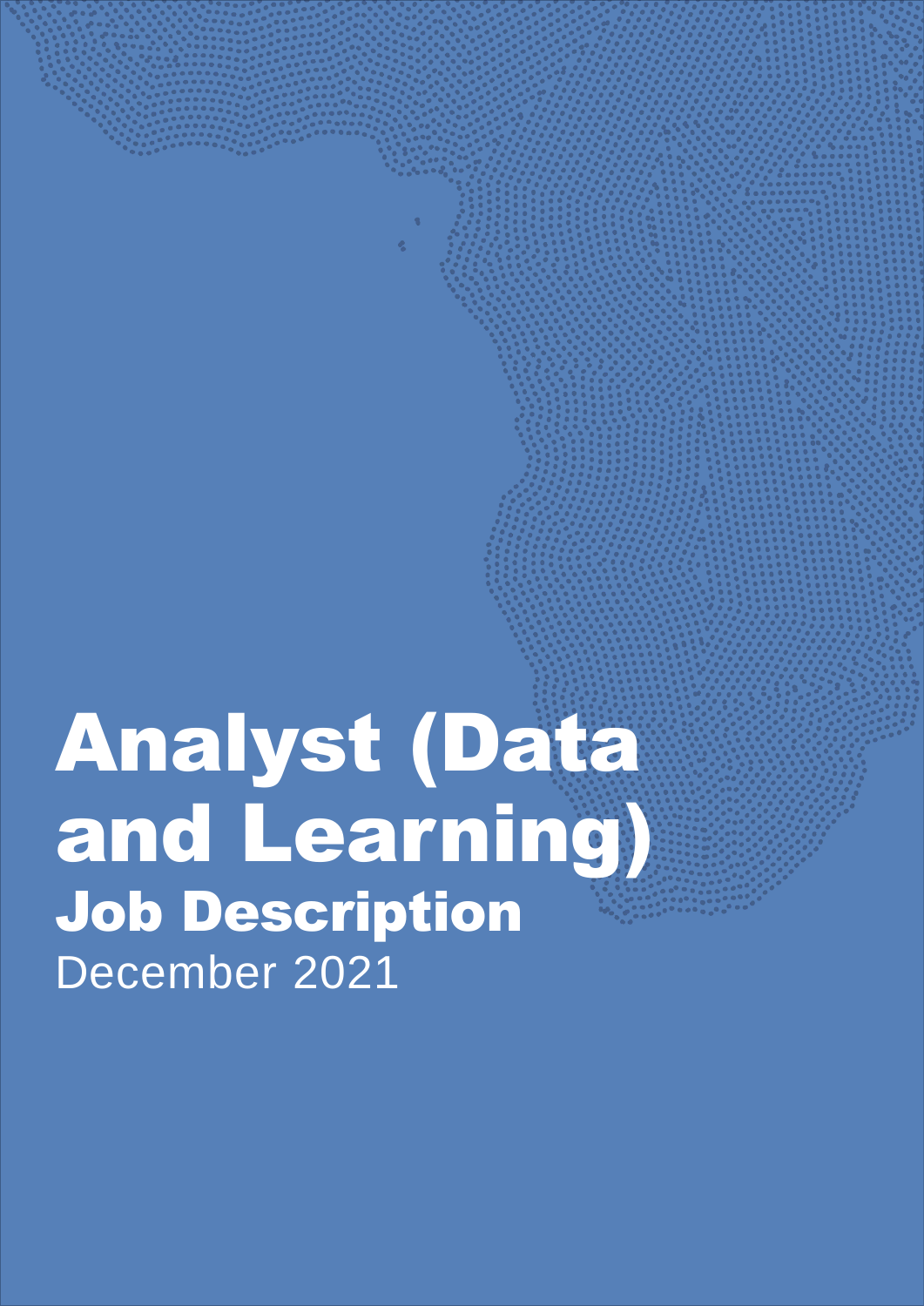# Analyst (Data and Learning)

## Job Description

December 2021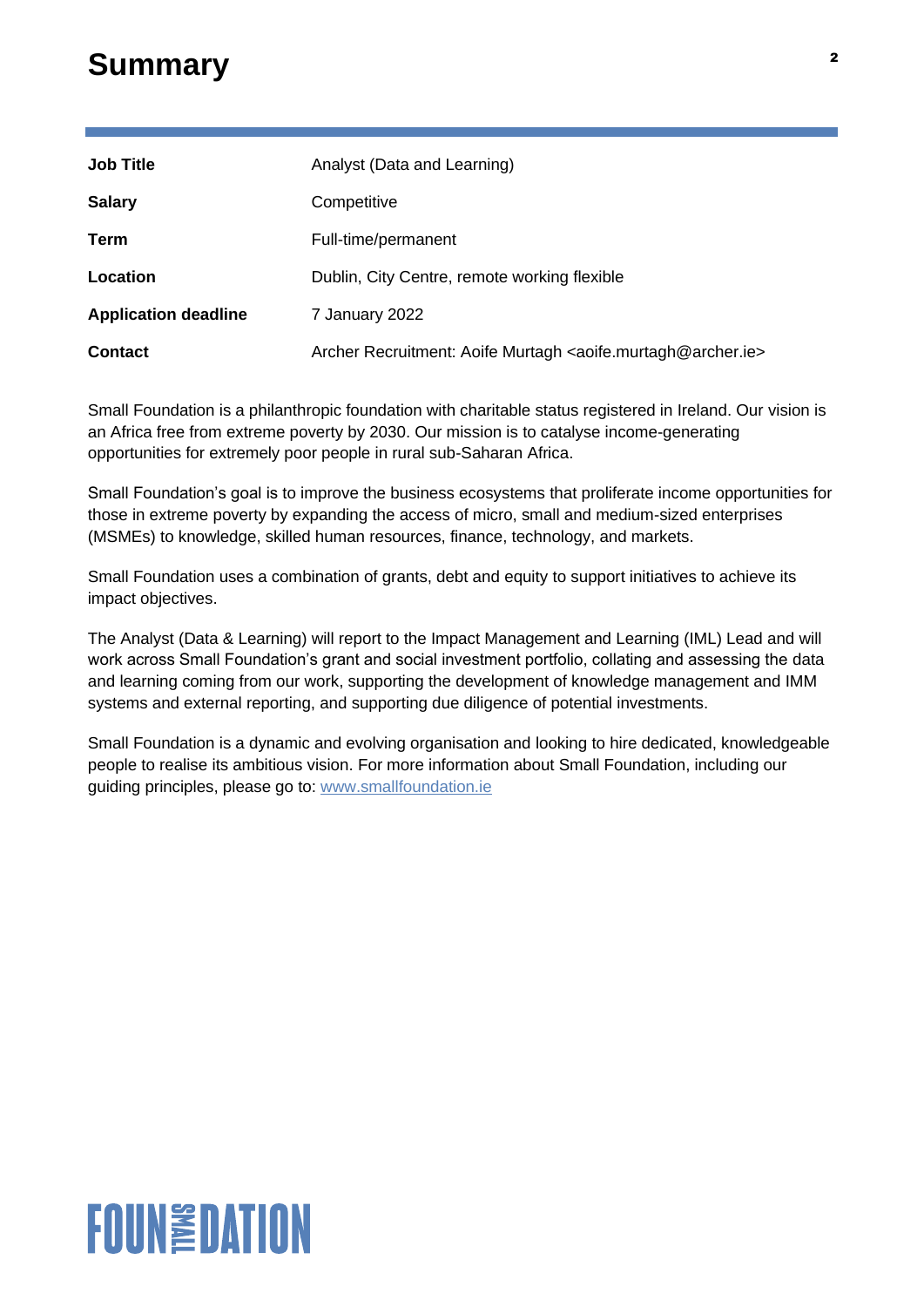# Summary

| Job Title | Analyst (Data and Learning) |
| --- | --- |
| Salary | Competitive |
| Term | Full-time/permanent |
| Location | Dublin, City Centre, remote working flexible |
| Application deadline | 7 January 2022 |
| Contact | Archer Recruitment: Aoife Murtagh <aoife.murtagh@archer.ie> |

Small Foundation is a philanthropic foundation with charitable status registered in Ireland. Our vision is an Africa free from extreme poverty by 2030. Our mission is to catalyse income-generating opportunities for extremely poor people in rural sub-Saharan Africa.

Small Foundation's goal is to improve the business ecosystems that proliferate income opportunities for those in extreme poverty by expanding the access of micro, small and medium-sized enterprises (MSMEs) to knowledge, skilled human resources, finance, technology, and markets.

Small Foundation uses a combination of grants, debt and equity to support initiatives to achieve its impact objectives.

The Analyst (Data & Learning) will report to the Impact Management and Learning (IML) Lead and will work across Small Foundation's grant and social investment portfolio, collating and assessing the data and learning coming from our work, supporting the development of knowledge management and IMM systems and external reporting, and supporting due diligence of potential investments.

Small Foundation is a dynamic and evolving organisation and looking to hire dedicated, knowledgeable people to realise its ambitious vision. For more information about Small Foundation, including our guiding principles, please go to: [www.smallfoundation.ie](http://www.smallfoundation.ie)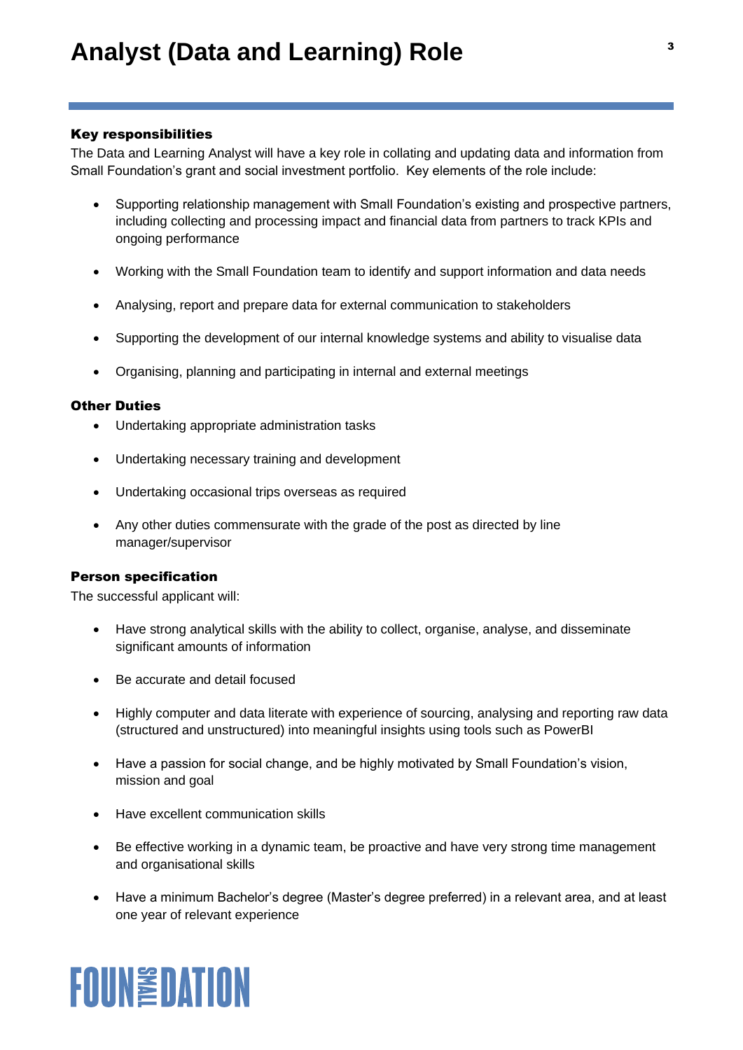# Analyst (Data and Learning) Role

**Key responsibilities**

The Data and Learning Analyst will have a key role in collating and updating data and information from Small Foundation's grant and social investment portfolio. Key elements of the role include:

- Supporting relationship management with Small Foundation's existing and prospective partners, including collecting and processing impact and financial data from partners to track KPIs and ongoing performance
- Working with the Small Foundation team to identify and support information and data needs
- Analysing, report and prepare data for external communication to stakeholders
- Supporting the development of our internal knowledge systems and ability to visualise data
- Organising, planning and participating in internal and external meetings

**Other Duties**

- Undertaking appropriate administration tasks
- Undertaking necessary training and development
- Undertaking occasional trips overseas as required
- Any other duties commensurate with the grade of the post as directed by line manager/supervisor

**Person specification**

The successful applicant will:

- Have strong analytical skills with the ability to collect, organise, analyse, and disseminate significant amounts of information
- Be accurate and detail focused
- Highly computer and data literate with experience of sourcing, analysing and reporting raw data (structured and unstructured) into meaningful insights using tools such as PowerBI
- Have a passion for social change, and be highly motivated by Small Foundation's vision, mission and goal
- Have excellent communication skills
- Be effective working in a dynamic team, be proactive and have very strong time management and organisational skills
- Have a minimum Bachelor's degree (Master's degree preferred) in a relevant area, and at least one year of relevant experience

FOUN SMALL DATION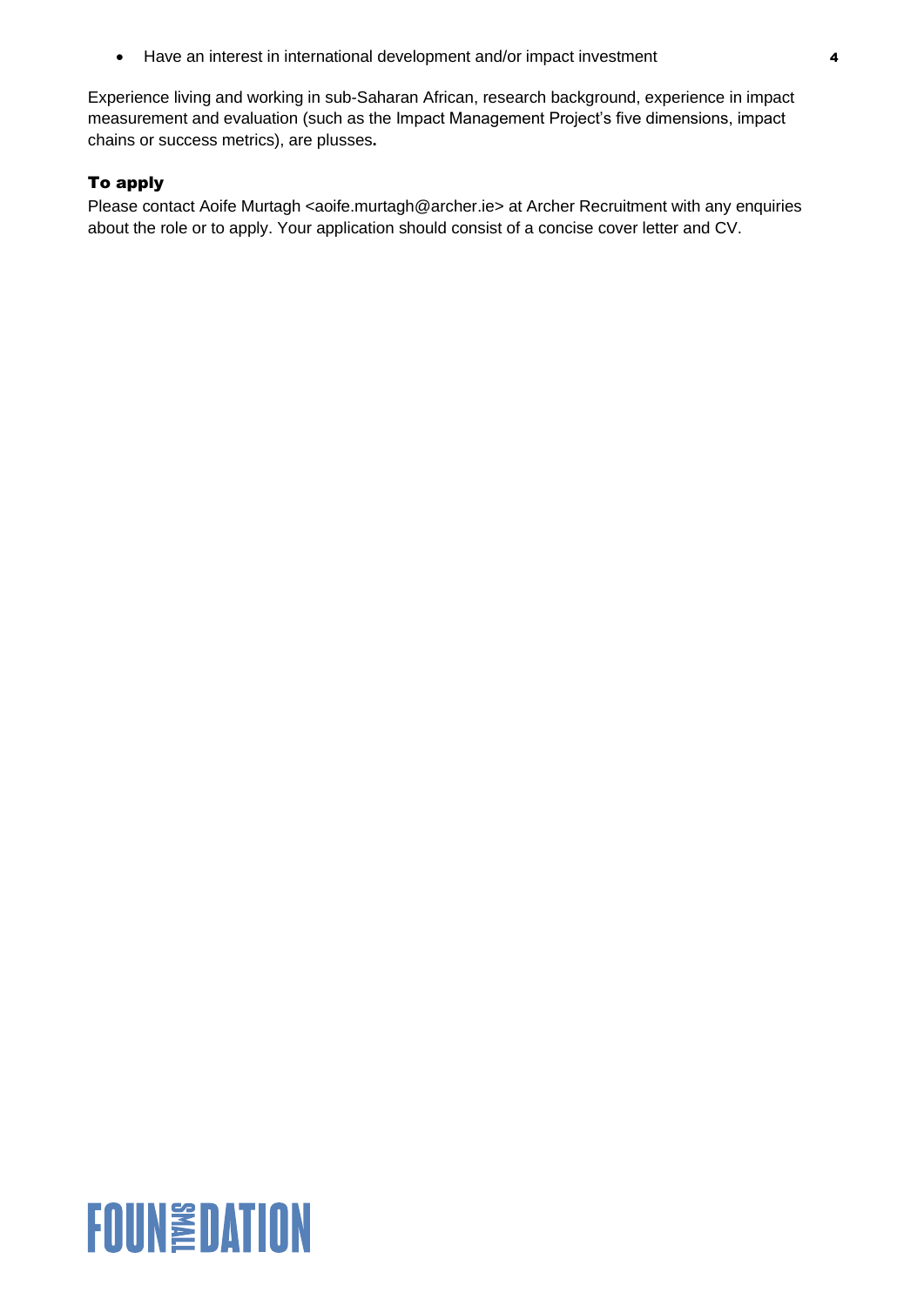- Have an interest in international development and/or impact investment

Experience living and working in sub-Saharan African, research background, experience in impact measurement and evaluation (such as the Impact Management Project's five dimensions, impact chains or success metrics), are plusses**.**

### To apply

Please contact Aoife Murtagh <aoife.murtagh@archer.ie> at Archer Recruitment with any enquiries about the role or to apply. Your application should consist of a concise cover letter and CV.